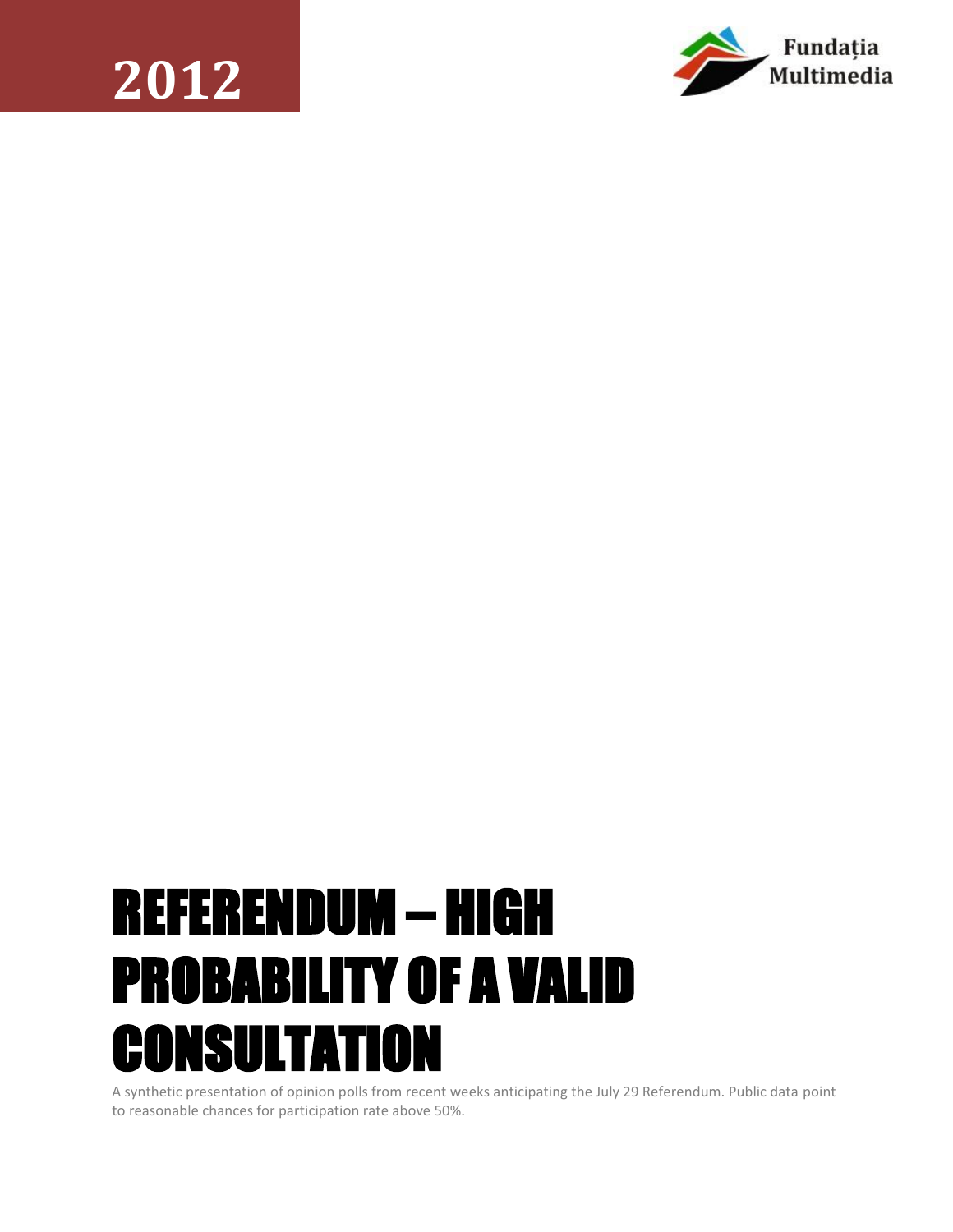2012

Fundația Multimedia

# REFERENDUM – HIGH PROBABILITY OF A VALID CONSULTATION

A synthetic presentation of opinion polls from recent weeks anticipating the July 29 Referendum. Public data point to reasonable chances for participation rate above 50%.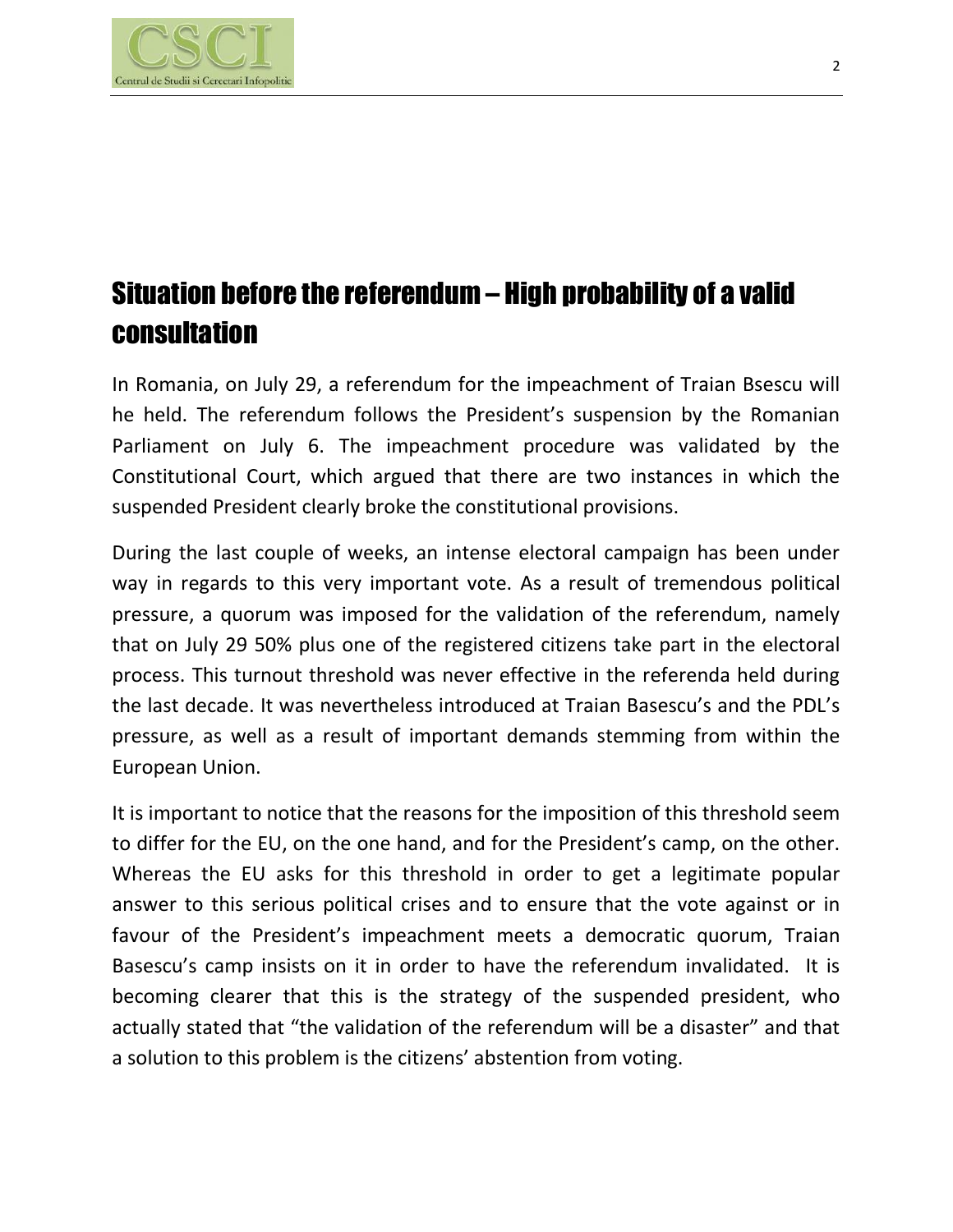## Situation before the referendum – High probability of a valid consultation

In Romania, on July 29, a referendum for the impeachment of Traian Bsescu will he held. The referendum follows the President's suspension by the Romanian Parliament on July 6. The impeachment procedure was validated by the Constitutional Court, which argued that there are two instances in which the suspended President clearly broke the constitutional provisions.

During the last couple of weeks, an intense electoral campaign has been under way in regards to this very important vote. As a result of tremendous political pressure, a quorum was imposed for the validation of the referendum, namely that on July 29 50% plus one of the registered citizens take part in the electoral process. This turnout threshold was never effective in the referenda held during the last decade. It was nevertheless introduced at Traian Basescu's and the PDL's pressure, as well as a result of important demands stemming from within the European Union.

It is important to notice that the reasons for the imposition of this threshold seem to differ for the EU, on the one hand, and for the President's camp, on the other. Whereas the EU asks for this threshold in order to get a legitimate popular answer to this serious political crises and to ensure that the vote against or in favour of the President's impeachment meets a democratic quorum, Traian Basescu's camp insists on it in order to have the referendum invalidated. It is becoming clearer that this is the strategy of the suspended president, who actually stated that "the validation of the referendum will be a disaster" and that a solution to this problem is the citizens' abstention from voting.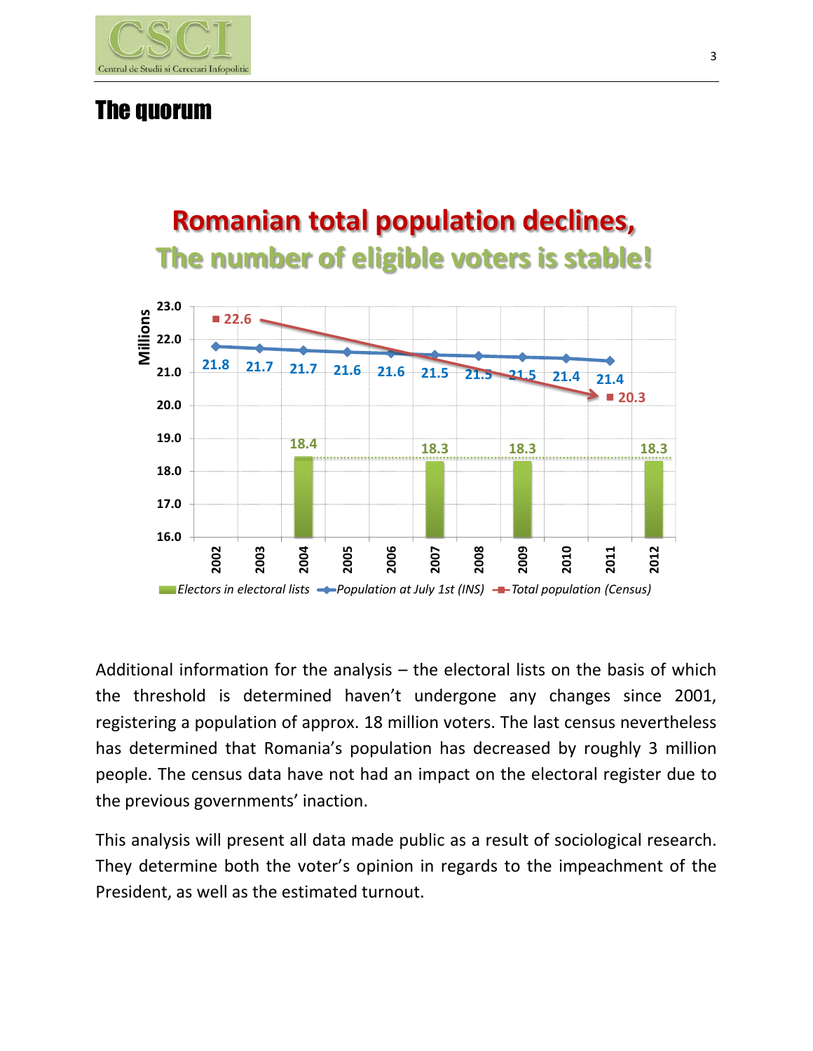## The quorum

**Romanian total population declines,**
**The number of eligible voters is stable!**

Millions

23.0
22.0
21.0
20.0
19.0
18.0
17.0
16.0

22.6
21.8 21.7 21.7 21.6 21.6 21.5 21.5 21.5 21.4 21.4
20.3
18.4 18.3 18.3 18.3

2002 2003 2004 2005 2006 2007 2008 2009 2010 2011 2012

*Electors in electoral lists* *Population at July 1st (INS)* *Total population (Census)*

Additional information for the analysis – the electoral lists on the basis of which the threshold is determined haven't undergone any changes since 2001, registering a population of approx. 18 million voters. The last census nevertheless has determined that Romania's population has decreased by roughly 3 million people. The census data have not had an impact on the electoral register due to the previous governments' inaction.

This analysis will present all data made public as a result of sociological research. They determine both the voter's opinion in regards to the impeachment of the President, as well as the estimated turnout.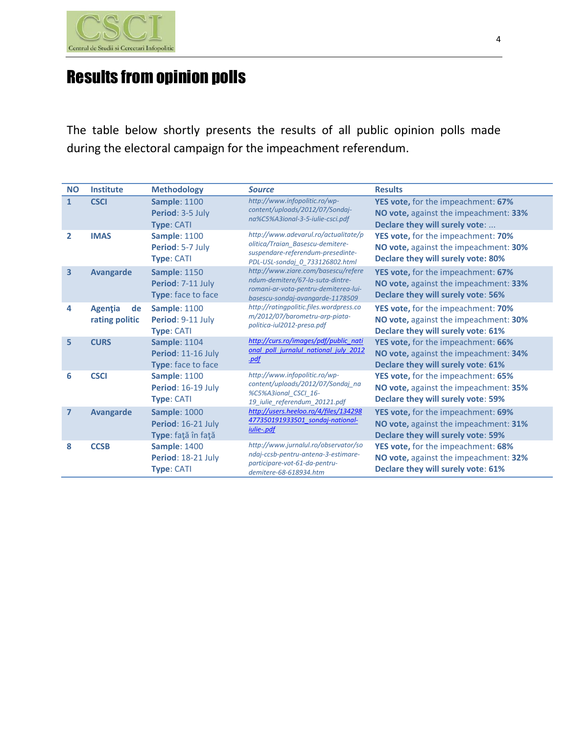# Results from opinion polls

The table below shortly presents the results of all public opinion polls made during the electoral campaign for the impeachment referendum.

| NO | Institute | Methodology | *Source* | Results |
|---|---|---|---|---|
| 1 | **CSCI** | **Sample**: 1100<br>**Period**: 3-5 July<br>**Type**: CATI | *http://www.infopolitic.ro/wp-content/uploads/2012/07/Sondaj-na%C5%A3ional-3-5-iulie-csci.pdf* | **YES vote,** for the impeachment: **67%**<br>**NO vote,** against the impeachment: **33%**<br>**Declare they will surely vote**: ... |
| 2 | **IMAS** | **Sample**: 1100<br>**Period**: 5-7 July<br>**Type**: CATI | *http://www.adevarul.ro/actualitate/politica/Traian_Basescu-demitere-suspendare-referendum-presedinte-PDL-USL-sondaj_0_733126802.html* | **YES vote,** for the impeachment: **70%**<br>**NO vote,** against the impeachment: **30%**<br>**Declare they will surely vote: 80%** |
| 3 | **Avangarde** | **Sample**: 1150<br>**Period**: 7-11 July<br>**Type**: face to face | *http://www.ziare.com/basescu/referendum-demitere/67-la-suta-dintre-romani-ar-vota-pentru-demiterea-lui-basescu-sondaj-avangarde-1178509* | **YES vote,** for the impeachment: **67%**<br>**NO vote,** against the impeachment: **33%**<br>**Declare they will surely vote**: **56%** |
| 4 | **Agenţia de rating politic** | **Sample**: 1100<br>**Period**: 9-11 July<br>**Type**: CATI | *http://ratingpolitic.files.wordpress.com/2012/07/barometru-arp-piata-politica-iul2012-presa.pdf* | **YES vote,** for the impeachment: **70%**<br>**NO vote,** against the impeachment: **30%**<br>**Declare they will surely vote**: **61%** |
| 5 | **CURS** | **Sample**: 1104<br>**Period**: 11-16 July<br>**Type**: face to face | *http://curs.ro/images/pdf/public_national_poll_jurnalul_national_july_2012.pdf* | **YES vote,** for the impeachment: **66%**<br>**NO vote,** against the impeachment: **34%**<br>**Declare they will surely vote**: **61%** |
| 6 | **CSCI** | **Sample**: 1100<br>**Period**: 16-19 July<br>**Type**: CATI | *http://www.infopolitic.ro/wp-content/uploads/2012/07/Sondaj_na%C5%A3ional_CSCI_16-19_iulie_referendum_20121.pdf* | **YES vote,** for the impeachment: **65%**<br>**NO vote,** against the impeachment: **35%**<br>**Declare they will surely vote**: **59%** |
| 7 | **Avangarde** | **Sample**: 1000<br>**Period**: 16-21 July<br>**Type**: faţă în faţă | *http://users.heeloo.ro/4/files/134298477350191933501_sondaj-national-iulie-.pdf* | **YES vote,** for the impeachment: **69%**<br>**NO vote,** against the impeachment: **31%**<br>**Declare they will surely vote**: **59%** |
| 8 | **CCSB** | **Sample**: 1400<br>**Period**: 18-21 July<br>**Type**: CATI | *http://www.jurnalul.ro/observator/sondaj-ccsb-pentru-antena-3-estimare-participare-vot-61-da-pentru-demitere-68-618934.htm* | **YES vote,** for the impeachment: **68%**<br>**NO vote,** against the impeachment: **32%**<br>**Declare they will surely vote**: **61%** |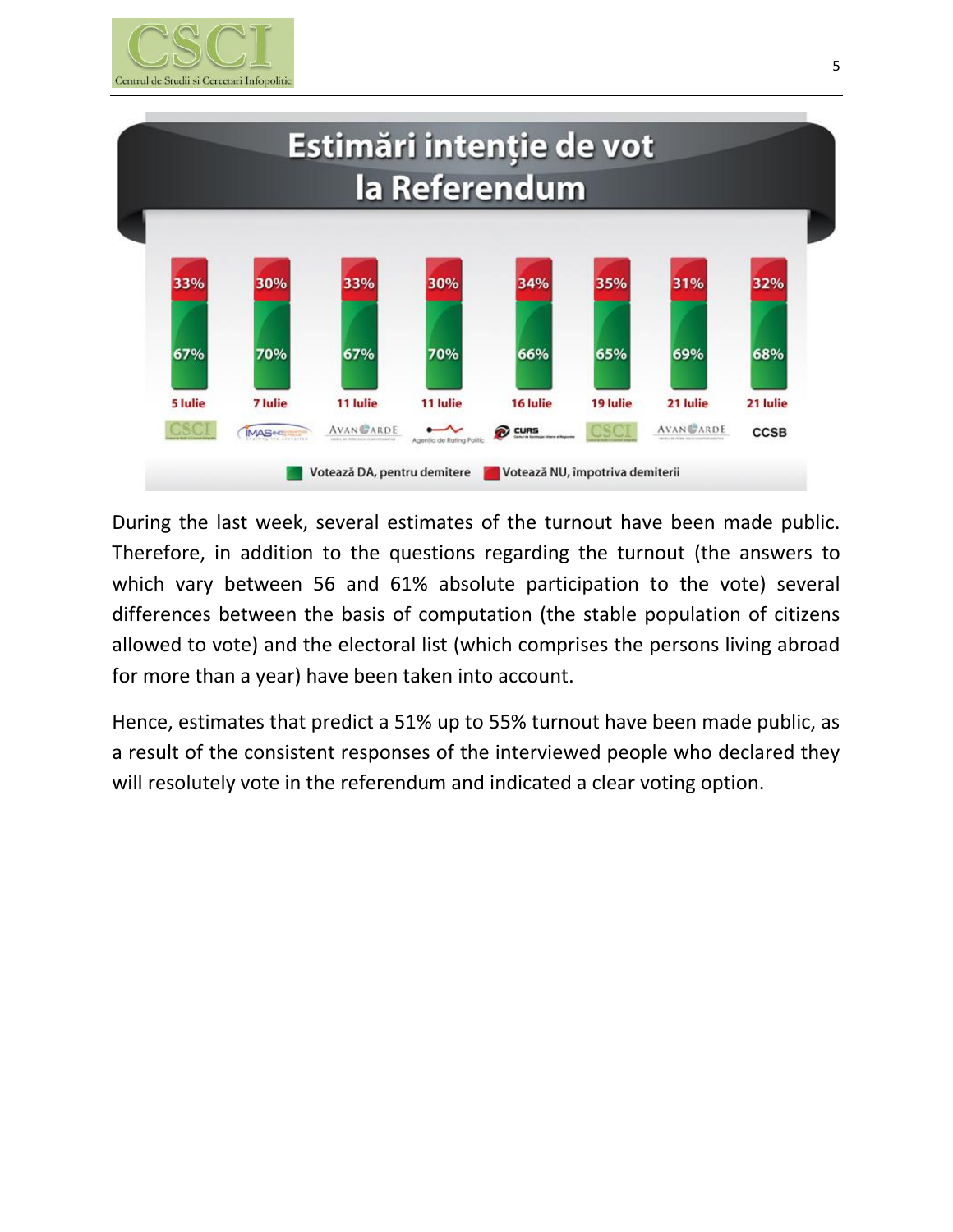# Estimări intenție de vot la Referendum

33% 67% 5 Iulie CSCI

30% 70% 7 Iulie IMAS

33% 67% 11 Iulie AVANGARDE

30% 70% 11 Iulie Agentia de Rating Politic

34% 66% 16 Iulie CURS

35% 65% 19 Iulie CSCI

31% 69% 21 Iulie AVANGARDE

32% 68% 21 Iulie CCSB

Votează DA, pentru demitere

Votează NU, împotriva demiterii

During the last week, several estimates of the turnout have been made public. Therefore, in addition to the questions regarding the turnout (the answers to which vary between 56 and 61% absolute participation to the vote) several differences between the basis of computation (the stable population of citizens allowed to vote) and the electoral list (which comprises the persons living abroad for more than a year) have been taken into account.

Hence, estimates that predict a 51% up to 55% turnout have been made public, as a result of the consistent responses of the interviewed people who declared they will resolutely vote in the referendum and indicated a clear voting option.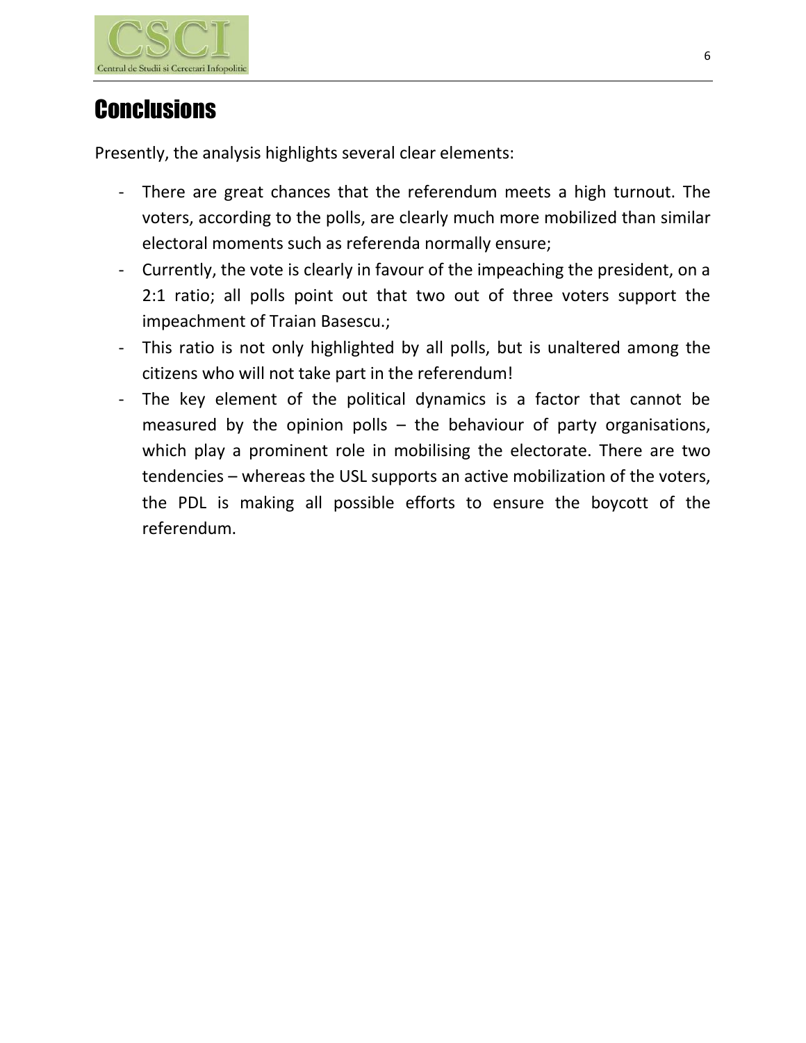# Conclusions

Presently, the analysis highlights several clear elements:

- There are great chances that the referendum meets a high turnout. The voters, according to the polls, are clearly much more mobilized than similar electoral moments such as referenda normally ensure;
- Currently, the vote is clearly in favour of the impeaching the president, on a 2:1 ratio; all polls point out that two out of three voters support the impeachment of Traian Basescu.;
- This ratio is not only highlighted by all polls, but is unaltered among the citizens who will not take part in the referendum!
- The key element of the political dynamics is a factor that cannot be measured by the opinion polls – the behaviour of party organisations, which play a prominent role in mobilising the electorate. There are two tendencies – whereas the USL supports an active mobilization of the voters, the PDL is making all possible efforts to ensure the boycott of the referendum.